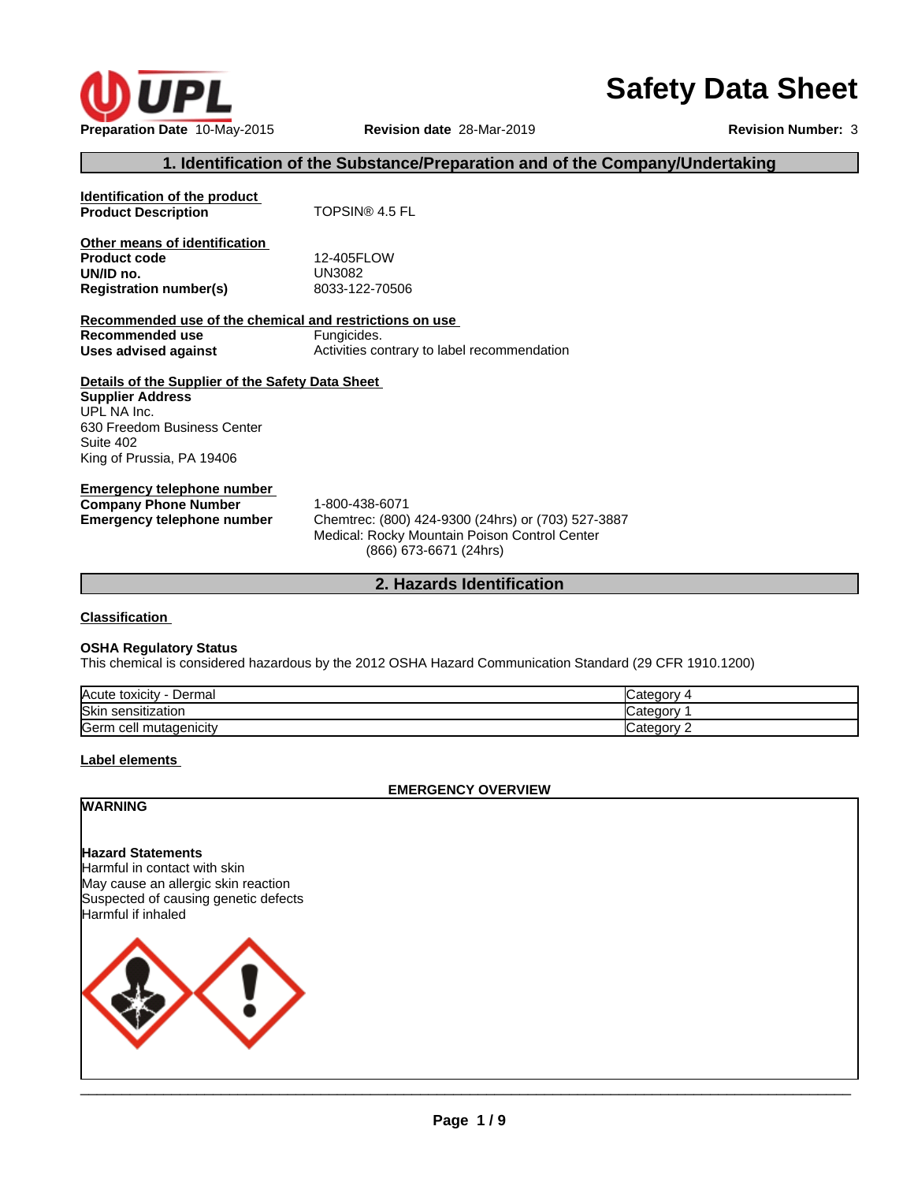# Safety Data Sheet

**Preparation Date** 10-May-2015 **Revision date** 28-Mar-2019 **Revision Number:** 3

## 1. Identification of the Substance/Preparation and of the Company/Undertaking

**Identification of the product**

**Product Description** TOPSIN® 4.5 FL

**Other means of identification**

**Product code** 12-405FLOW
**UN/ID no.** UN3082
**Registration number(s)** 8033-122-70506

**Recommended use of the chemical and restrictions on use**

**Recommended use** Fungicides.
**Uses advised against** Activities contrary to label recommendation

**Details of the Supplier of the Safety Data Sheet**

**Supplier Address**
UPL NA Inc.
630 Freedom Business Center
Suite 402
King of Prussia, PA 19406

**Emergency telephone number**

**Company Phone Number** 1-800-438-6071
**Emergency telephone number** Chemtrec: (800) 424-9300 (24hrs) or (703) 527-3887
Medical: Rocky Mountain Poison Control Center
(866) 673-6671 (24hrs)

## 2. Hazards Identification

**Classification**

**OSHA Regulatory Status**
This chemical is considered hazardous by the 2012 OSHA Hazard Communication Standard (29 CFR 1910.1200)

| | |
|---|---|
| Acute toxicity - Dermal | Category 4 |
| Skin sensitization | Category 1 |
| Germ cell mutagenicity | Category 2 |

**Label elements**

**EMERGENCY OVERVIEW**

**WARNING**

**Hazard Statements**
Harmful in contact with skin
May cause an allergic skin reaction
Suspected of causing genetic defects
Harmful if inhaled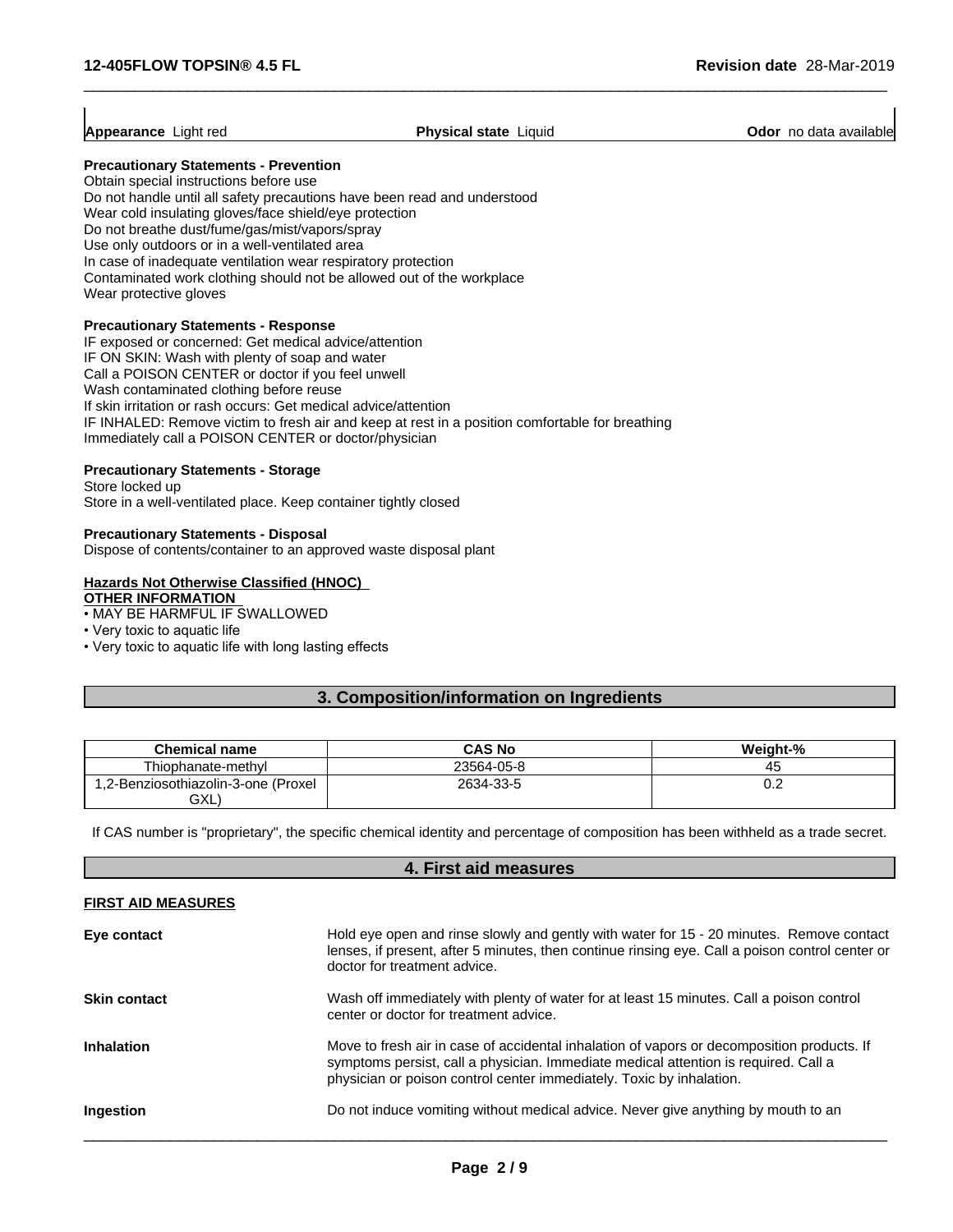| Appearance Light red | Physical state Liquid | Odor no data available |
|---|---|---|

**Precautionary Statements - Prevention**
Obtain special instructions before use
Do not handle until all safety precautions have been read and understood
Wear cold insulating gloves/face shield/eye protection
Do not breathe dust/fume/gas/mist/vapors/spray
Use only outdoors or in a well-ventilated area
In case of inadequate ventilation wear respiratory protection
Contaminated work clothing should not be allowed out of the workplace
Wear protective gloves

**Precautionary Statements - Response**
IF exposed or concerned: Get medical advice/attention
IF ON SKIN: Wash with plenty of soap and water
Call a POISON CENTER or doctor if you feel unwell
Wash contaminated clothing before reuse
If skin irritation or rash occurs: Get medical advice/attention
IF INHALED: Remove victim to fresh air and keep at rest in a position comfortable for breathing
Immediately call a POISON CENTER or doctor/physician

**Precautionary Statements - Storage**
Store locked up
Store in a well-ventilated place. Keep container tightly closed

**Precautionary Statements - Disposal**
Dispose of contents/container to an approved waste disposal plant

**Hazards Not Otherwise Classified (HNOC)**
**OTHER INFORMATION**
- MAY BE HARMFUL IF SWALLOWED
- Very toxic to aquatic life
- Very toxic to aquatic life with long lasting effects

## 3. Composition/information on Ingredients

| Chemical name | CAS No | Weight-% |
|---|---|---|
| Thiophanate-methyl | 23564-05-8 | 45 |
| 1,2-Benziosothiazolin-3-one (Proxel GXL) | 2634-33-5 | 0.2 |

If CAS number is "proprietary", the specific chemical identity and percentage of composition has been withheld as a trade secret.

## 4. First aid measures

**FIRST AID MEASURES**

**Eye contact**
Hold eye open and rinse slowly and gently with water for 15 - 20 minutes. Remove contact lenses, if present, after 5 minutes, then continue rinsing eye. Call a poison control center or doctor for treatment advice.

**Skin contact**
Wash off immediately with plenty of water for at least 15 minutes. Call a poison control center or doctor for treatment advice.

**Inhalation**
Move to fresh air in case of accidental inhalation of vapors or decomposition products. If symptoms persist, call a physician. Immediate medical attention is required. Call a physician or poison control center immediately. Toxic by inhalation.

**Ingestion**
Do not induce vomiting without medical advice. Never give anything by mouth to an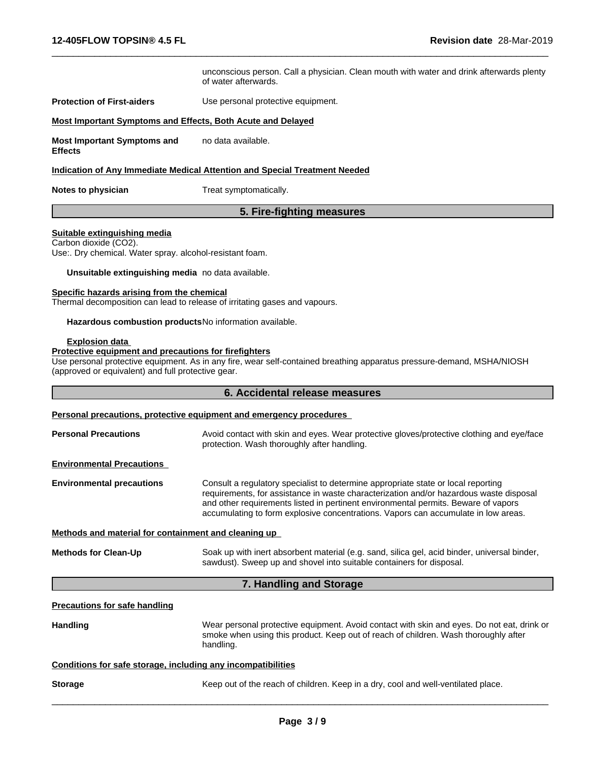unconscious person. Call a physician. Clean mouth with water and drink afterwards plenty of water afterwards.

**Protection of First-aiders** Use personal protective equipment.

**Most Important Symptoms and Effects, Both Acute and Delayed**

**Most Important Symptoms and Effects** no data available.

**Indication of Any Immediate Medical Attention and Special Treatment Needed**

**Notes to physician** Treat symptomatically.

## 5. Fire-fighting measures

**Suitable extinguishing media**

Carbon dioxide ($CO_2$).
Use:. Dry chemical. Water spray. alcohol-resistant foam.

**Unsuitable extinguishing media** no data available.

**Specific hazards arising from the chemical**

Thermal decomposition can lead to release of irritating gases and vapours.

**Hazardous combustion products** No information available.

**Explosion data**

**Protective equipment and precautions for firefighters**

Use personal protective equipment. As in any fire, wear self-contained breathing apparatus pressure-demand, MSHA/NIOSH (approved or equivalent) and full protective gear.

## 6. Accidental release measures

**Personal precautions, protective equipment and emergency procedures**

**Personal Precautions** Avoid contact with skin and eyes. Wear protective gloves/protective clothing and eye/face protection. Wash thoroughly after handling.

**Environmental Precautions**

**Environmental precautions** Consult a regulatory specialist to determine appropriate state or local reporting requirements, for assistance in waste characterization and/or hazardous waste disposal and other requirements listed in pertinent environmental permits. Beware of vapors accumulating to form explosive concentrations. Vapors can accumulate in low areas.

**Methods and material for containment and cleaning up**

**Methods for Clean-Up** Soak up with inert absorbent material (e.g. sand, silica gel, acid binder, universal binder, sawdust). Sweep up and shovel into suitable containers for disposal.

## 7. Handling and Storage

**Precautions for safe handling**

**Handling** Wear personal protective equipment. Avoid contact with skin and eyes. Do not eat, drink or smoke when using this product. Keep out of reach of children. Wash thoroughly after handling.

**Conditions for safe storage, including any incompatibilities**

**Storage** Keep out of the reach of children. Keep in a dry, cool and well-ventilated place.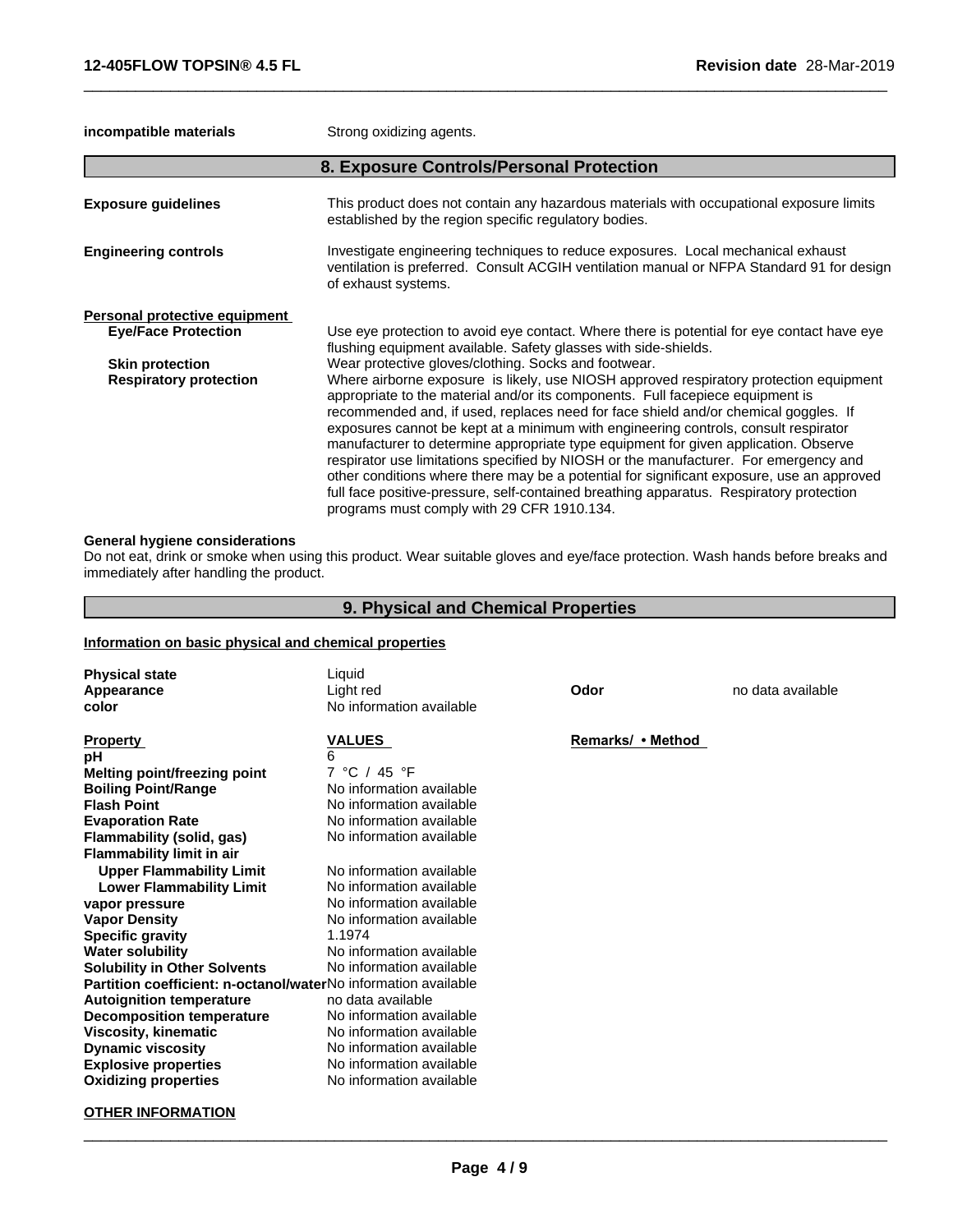| | |
|---|---|
| **incompatible materials** | Strong oxidizing agents. |

## 8. Exposure Controls/Personal Protection

| | |
|---|---|
| **Exposure guidelines** | This product does not contain any hazardous materials with occupational exposure limits established by the region specific regulatory bodies. |
| **Engineering controls** | Investigate engineering techniques to reduce exposures. Local mechanical exhaust ventilation is preferred. Consult ACGIH ventilation manual or NFPA Standard 91 for design of exhaust systems. |

**Personal protective equipment**

| | |
|---|---|
| **Eye/Face Protection** | Use eye protection to avoid eye contact. Where there is potential for eye contact have eye flushing equipment available. Safety glasses with side-shields. |
| **Skin protection** | Wear protective gloves/clothing. Socks and footwear. |
| **Respiratory protection** | Where airborne exposure is likely, use NIOSH approved respiratory protection equipment appropriate to the material and/or its components. Full facepiece equipment is recommended and, if used, replaces need for face shield and/or chemical goggles. If exposures cannot be kept at a minimum with engineering controls, consult respirator manufacturer to determine appropriate type equipment for given application. Observe respirator use limitations specified by NIOSH or the manufacturer. For emergency and other conditions where there may be a potential for significant exposure, use an approved full face positive-pressure, self-contained breathing apparatus. Respiratory protection programs must comply with 29 CFR 1910.134. |

**General hygiene considerations**
Do not eat, drink or smoke when using this product. Wear suitable gloves and eye/face protection. Wash hands before breaks and immediately after handling the product.

## 9. Physical and Chemical Properties

**Information on basic physical and chemical properties**

| | | | |
|---|---|---|---|
| **Physical state** | Liquid | | |
| **Appearance** | Light red | **Odor** | no data available |
| **color** | No information available | | |

| **Property** | **VALUES** | **Remarks/ • Method** |
|---|---|---|
| **pH** | 6 | |
| **Melting point/freezing point** | 7 °C / 45 °F | |
| **Boiling Point/Range** | No information available | |
| **Flash Point** | No information available | |
| **Evaporation Rate** | No information available | |
| **Flammability (solid, gas)** | No information available | |
| **Flammability limit in air** | | |
| **Upper Flammability Limit** | No information available | |
| **Lower Flammability Limit** | No information available | |
| **vapor pressure** | No information available | |
| **Vapor Density** | No information available | |
| **Specific gravity** | 1.1974 | |
| **Water solubility** | No information available | |
| **Solubility in Other Solvents** | No information available | |
| **Partition coefficient: n-octanol/water** | No information available | |
| **Autoignition temperature** | no data available | |
| **Decomposition temperature** | No information available | |
| **Viscosity, kinematic** | No information available | |
| **Dynamic viscosity** | No information available | |
| **Explosive properties** | No information available | |
| **Oxidizing properties** | No information available | |

**OTHER INFORMATION**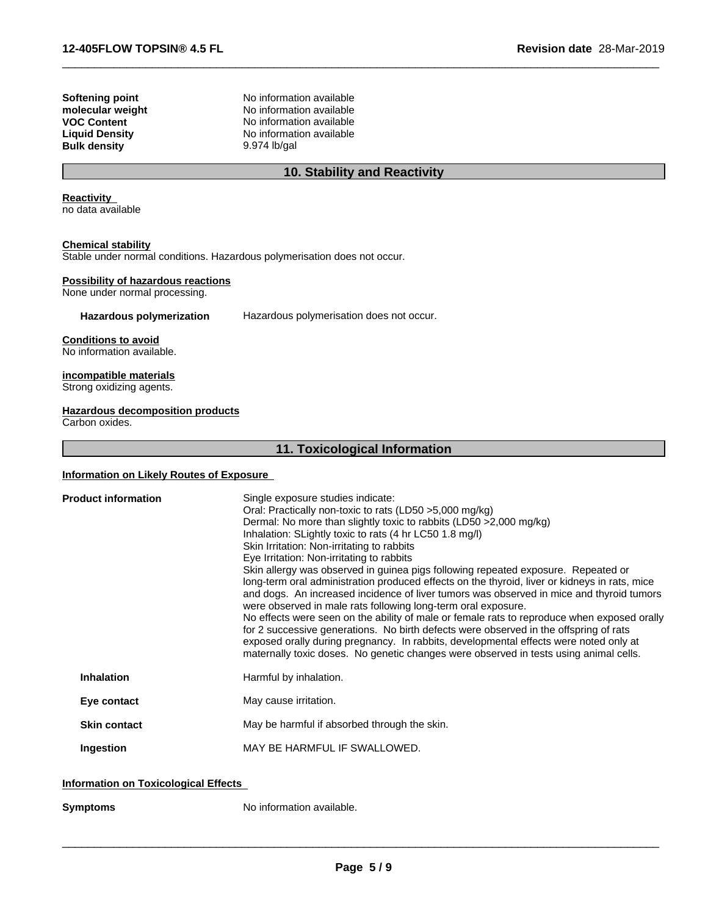| | |
|---|---|
| **Softening point** | No information available |
| **molecular weight** | No information available |
| **VOC Content** | No information available |
| **Liquid Density** | No information available |
| **Bulk density** | 9.974 lb/gal |

## 10. Stability and Reactivity

**Reactivity**
no data available

**Chemical stability**
Stable under normal conditions. Hazardous polymerisation does not occur.

**Possibility of hazardous reactions**
None under normal processing.

**Hazardous polymerization** Hazardous polymerisation does not occur.

**Conditions to avoid**
No information available.

**incompatible materials**
Strong oxidizing agents.

**Hazardous decomposition products**
Carbon oxides.

## 11. Toxicological Information

**Information on Likely Routes of Exposure**

**Product information**

Single exposure studies indicate:
Oral: Practically non-toxic to rats (LD50 >5,000 mg/kg)
Dermal: No more than slightly toxic to rabbits (LD50 >2,000 mg/kg)
Inhalation: SLightly toxic to rats (4 hr LC50 1.8 mg/l)
Skin Irritation: Non-irritating to rabbits
Eye Irritation: Non-irritating to rabbits
Skin allergy was observed in guinea pigs following repeated exposure. Repeated or long-term oral administration produced effects on the thyroid, liver or kidneys in rats, mice and dogs. An increased incidence of liver tumors was observed in mice and thyroid tumors were observed in male rats following long-term oral exposure.
No effects were seen on the ability of male or female rats to reproduce when exposed orally for 2 successive generations. No birth defects were observed in the offspring of rats exposed orally during pregnancy. In rabbits, developmental effects were noted only at maternally toxic doses. No genetic changes were observed in tests using animal cells.

| | |
|---|---|
| **Inhalation** | Harmful by inhalation. |
| **Eye contact** | May cause irritation. |
| **Skin contact** | May be harmful if absorbed through the skin. |
| **Ingestion** | MAY BE HARMFUL IF SWALLOWED. |

**Information on Toxicological Effects**

**Symptoms** No information available.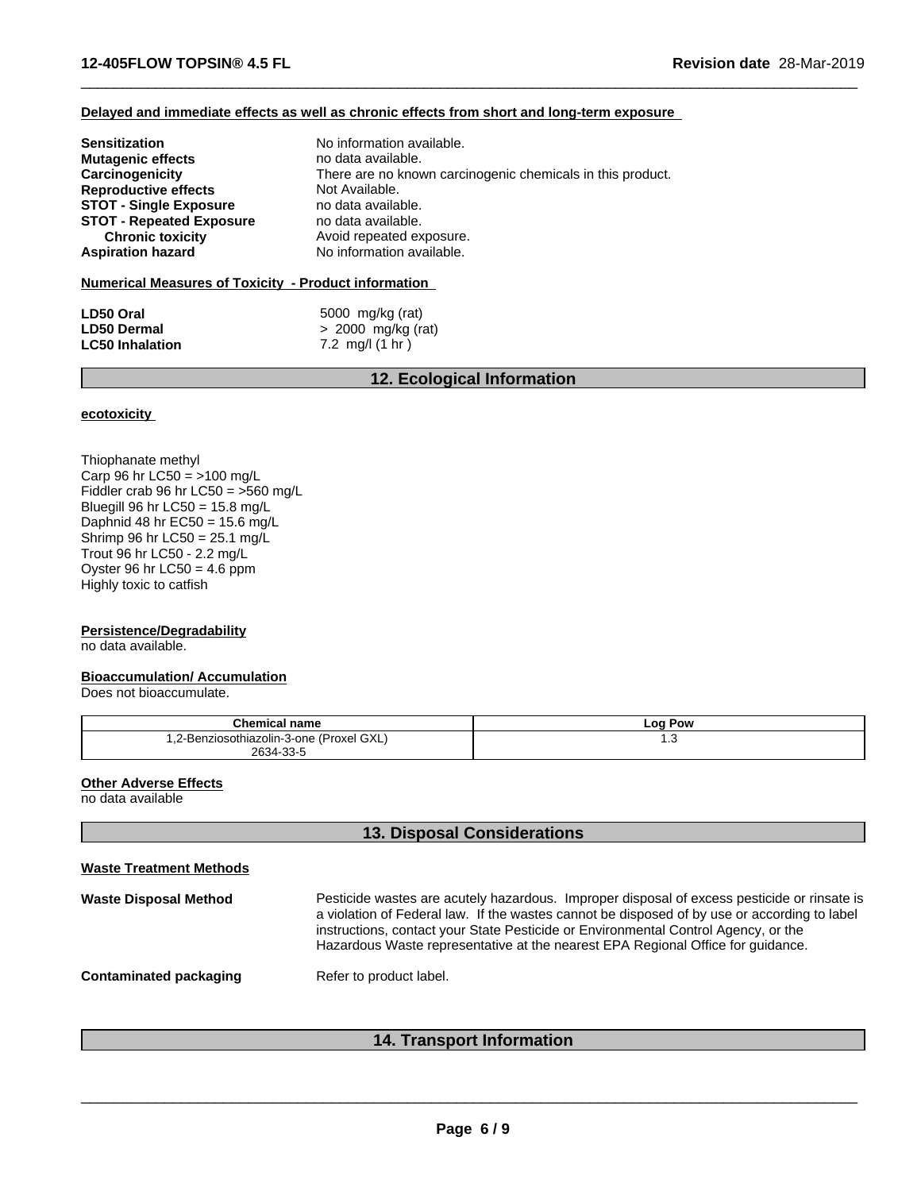**Delayed and immediate effects as well as chronic effects from short and long-term exposure**

| | |
|---|---|
| **Sensitization** | No information available. |
| **Mutagenic effects** | no data available. |
| **Carcinogenicity** | There are no known carcinogenic chemicals in this product. |
| **Reproductive effects** | Not Available. |
| **STOT - Single Exposure** | no data available. |
| **STOT - Repeated Exposure** | no data available. |
| **Chronic toxicity** | Avoid repeated exposure. |
| **Aspiration hazard** | No information available. |

**Numerical Measures of Toxicity - Product information**

| | |
|---|---|
| **LD50 Oral** | 5000 mg/kg (rat) |
| **LD50 Dermal** | > 2000 mg/kg (rat) |
| **LC50 Inhalation** | 7.2 mg/l (1 hr ) |

## 12. Ecological Information

**ecotoxicity**

Thiophanate methyl
Carp 96 hr LC50 = >100 mg/L
Fiddler crab 96 hr LC50 = >560 mg/L
Bluegill 96 hr LC50 = 15.8 mg/L
Daphnid 48 hr EC50 = 15.6 mg/L
Shrimp 96 hr LC50 = 25.1 mg/L
Trout 96 hr LC50 - 2.2 mg/L
Oyster 96 hr LC50 = 4.6 ppm
Highly toxic to catfish

**Persistence/Degradability**
no data available.

**Bioaccumulation/ Accumulation**
Does not bioaccumulate.

| Chemical name | Log Pow |
|---|---|
| 1,2-Benziosothiazolin-3-one (Proxel GXL)<br>2634-33-5 | 1.3 |

**Other Adverse Effects**
no data available

## 13. Disposal Considerations

**Waste Treatment Methods**

| | |
|---|---|
| **Waste Disposal Method** | Pesticide wastes are acutely hazardous. Improper disposal of excess pesticide or rinsate is a violation of Federal law. If the wastes cannot be disposed of by use or according to label instructions, contact your State Pesticide or Environmental Control Agency, or the Hazardous Waste representative at the nearest EPA Regional Office for guidance. |
| **Contaminated packaging** | Refer to product label. |

## 14. Transport Information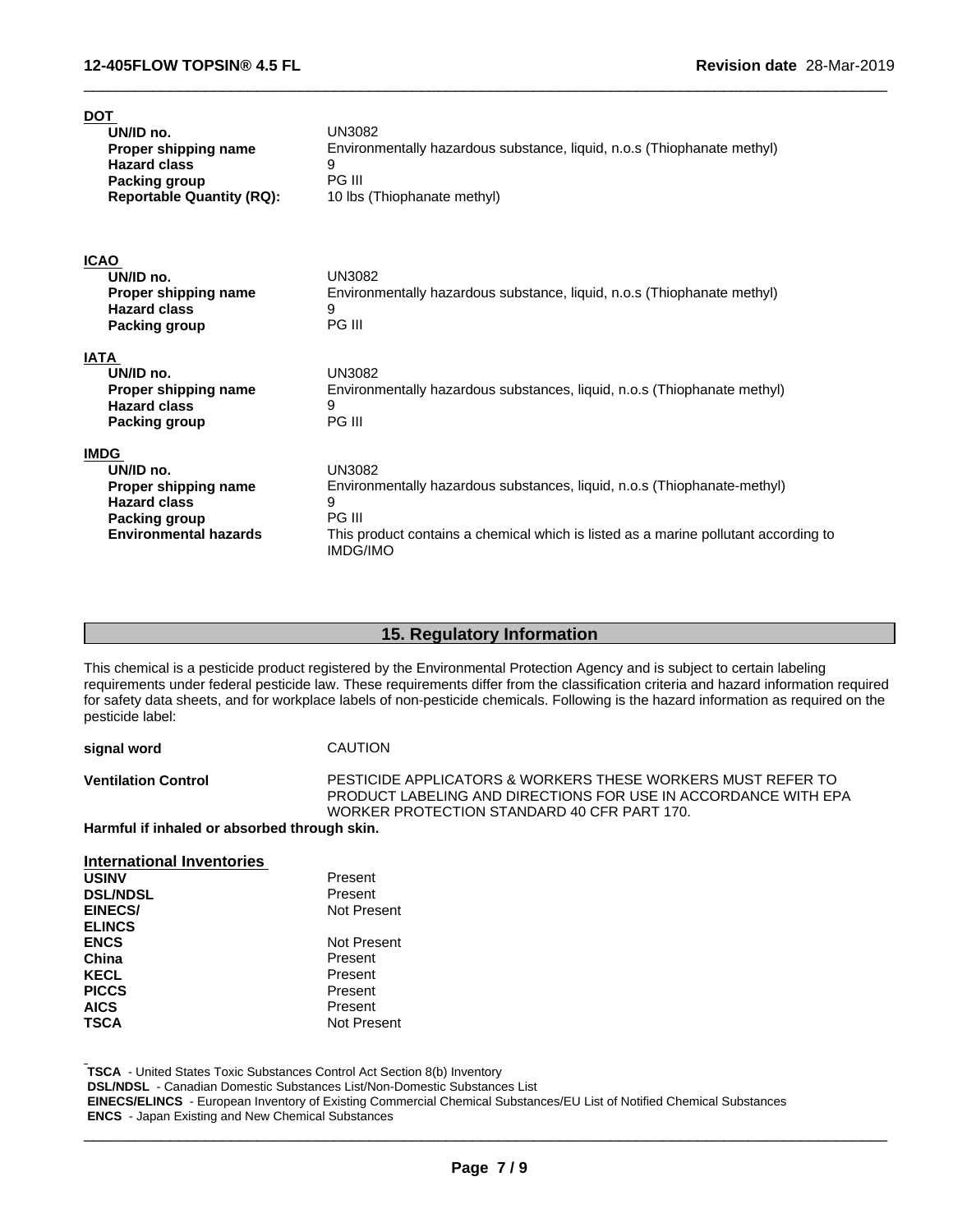**DOT**

| | |
|---|---|
| **UN/ID no.** | UN3082 |
| **Proper shipping name** | Environmentally hazardous substance, liquid, n.o.s (Thiophanate methyl) |
| **Hazard class** | 9 |
| **Packing group** | PG III |
| **Reportable Quantity (RQ):** | 10 lbs (Thiophanate methyl) |

**ICAO**

| | |
|---|---|
| **UN/ID no.** | UN3082 |
| **Proper shipping name** | Environmentally hazardous substance, liquid, n.o.s (Thiophanate methyl) |
| **Hazard class** | 9 |
| **Packing group** | PG III |

**IATA**

| | |
|---|---|
| **UN/ID no.** | UN3082 |
| **Proper shipping name** | Environmentally hazardous substances, liquid, n.o.s (Thiophanate methyl) |
| **Hazard class** | 9 |
| **Packing group** | PG III |

**IMDG**

| | |
|---|---|
| **UN/ID no.** | UN3082 |
| **Proper shipping name** | Environmentally hazardous substances, liquid, n.o.s (Thiophanate-methyl) |
| **Hazard class** | 9 |
| **Packing group** | PG III |
| **Environmental hazards** | This product contains a chemical which is listed as a marine pollutant according to IMDG/IMO |

## 15. Regulatory Information

This chemical is a pesticide product registered by the Environmental Protection Agency and is subject to certain labeling requirements under federal pesticide law. These requirements differ from the classification criteria and hazard information required for safety data sheets, and for workplace labels of non-pesticide chemicals. Following is the hazard information as required on the pesticide label:

| | |
|---|---|
| **signal word** | CAUTION |
| **Ventilation Control** | PESTICIDE APPLICATORS & WORKERS THESE WORKERS MUST REFER TO PRODUCT LABELING AND DIRECTIONS FOR USE IN ACCORDANCE WITH EPA WORKER PROTECTION STANDARD 40 CFR PART 170. |

**Harmful if inhaled or absorbed through skin.**

**International Inventories**

| | |
|---|---|
| **USINV** | Present |
| **DSL/NDSL** | Present |
| **EINECS/ ELINCS** | Not Present |
| **ENCS** | Not Present |
| **China** | Present |
| **KECL** | Present |
| **PICCS** | Present |
| **AICS** | Present |
| **TSCA** | Not Present |

**TSCA** - United States Toxic Substances Control Act Section 8(b) Inventory
**DSL/NDSL** - Canadian Domestic Substances List/Non-Domestic Substances List
**EINECS/ELINCS** - European Inventory of Existing Commercial Chemical Substances/EU List of Notified Chemical Substances
**ENCS** - Japan Existing and New Chemical Substances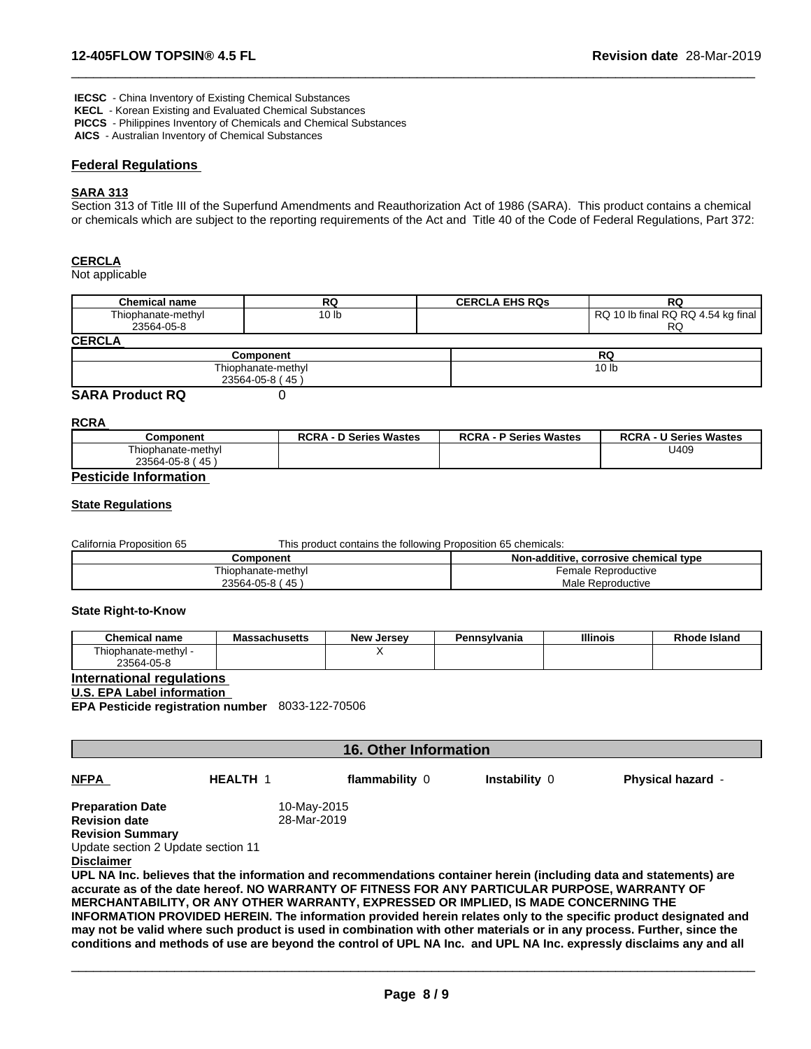**IECSC** - China Inventory of Existing Chemical Substances
**KECL** - Korean Existing and Evaluated Chemical Substances
**PICCS** - Philippines Inventory of Chemicals and Chemical Substances
**AICS** - Australian Inventory of Chemical Substances

## Federal Regulations

### SARA 313

Section 313 of Title III of the Superfund Amendments and Reauthorization Act of 1986 (SARA). This product contains a chemical or chemicals which are subject to the reporting requirements of the Act and Title 40 of the Code of Federal Regulations, Part 372:

### CERCLA

Not applicable

| Chemical name | RQ | CERCLA EHS RQs | RQ |
|---|---|---|---|
| Thiophanate-methyl 23564-05-8 | 10 lb | | RQ 10 lb final RQ RQ 4.54 kg final RQ |

### CERCLA

| Component | RQ |
|---|---|
| Thiophanate-methyl 23564-05-8 ( 45 ) | 10 lb |

**SARA Product RQ** 0

### RCRA

| Component | RCRA - D Series Wastes | RCRA - P Series Wastes | RCRA - U Series Wastes |
|---|---|---|---|
| Thiophanate-methyl 23564-05-8 ( 45 ) | | | U409 |

### Pesticide Information

### State Regulations

California Proposition 65 This product contains the following Proposition 65 chemicals:

| Component | Non-additive, corrosive chemical type |
|---|---|
| Thiophanate-methyl 23564-05-8 ( 45 ) | Female Reproductive Male Reproductive |

### State Right-to-Know

| Chemical name | Massachusetts | New Jersey | Pennsylvania | Illinois | Rhode Island |
|---|---|---|---|---|---|
| Thiophanate-methyl - 23564-05-8 | | X | | | |

### International regulations

### U.S. EPA Label information

**EPA Pesticide registration number** 8033-122-70506

## 16. Other Information

**NFPA** **HEALTH** 1 **flammability** 0 **Instability** 0 **Physical hazard** -

**Preparation Date** 10-May-2015
**Revision date** 28-Mar-2019
**Revision Summary**
Update section 2 Update section 11

**Disclaimer**

**UPL NA Inc. believes that the information and recommendations container herein (including data and statements) are accurate as of the date hereof. NO WARRANTY OF FITNESS FOR ANY PARTICULAR PURPOSE, WARRANTY OF MERCHANTABILITY, OR ANY OTHER WARRANTY, EXPRESSED OR IMPLIED, IS MADE CONCERNING THE INFORMATION PROVIDED HEREIN. The information provided herein relates only to the specific product designated and may not be valid where such product is used in combination with other materials or in any process. Further, since the conditions and methods of use are beyond the control of UPL NA Inc. and UPL NA Inc. expressly disclaims any and all**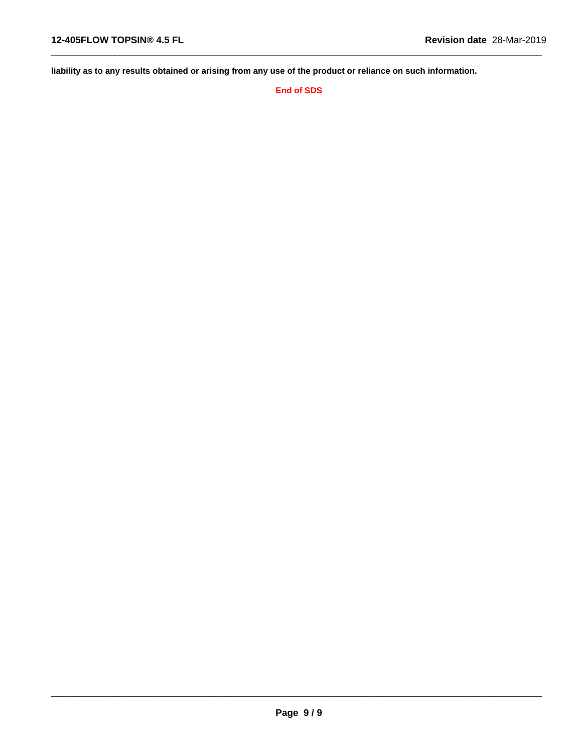**liability as to any results obtained or arising from any use of the product or reliance on such information.**

**End of SDS**